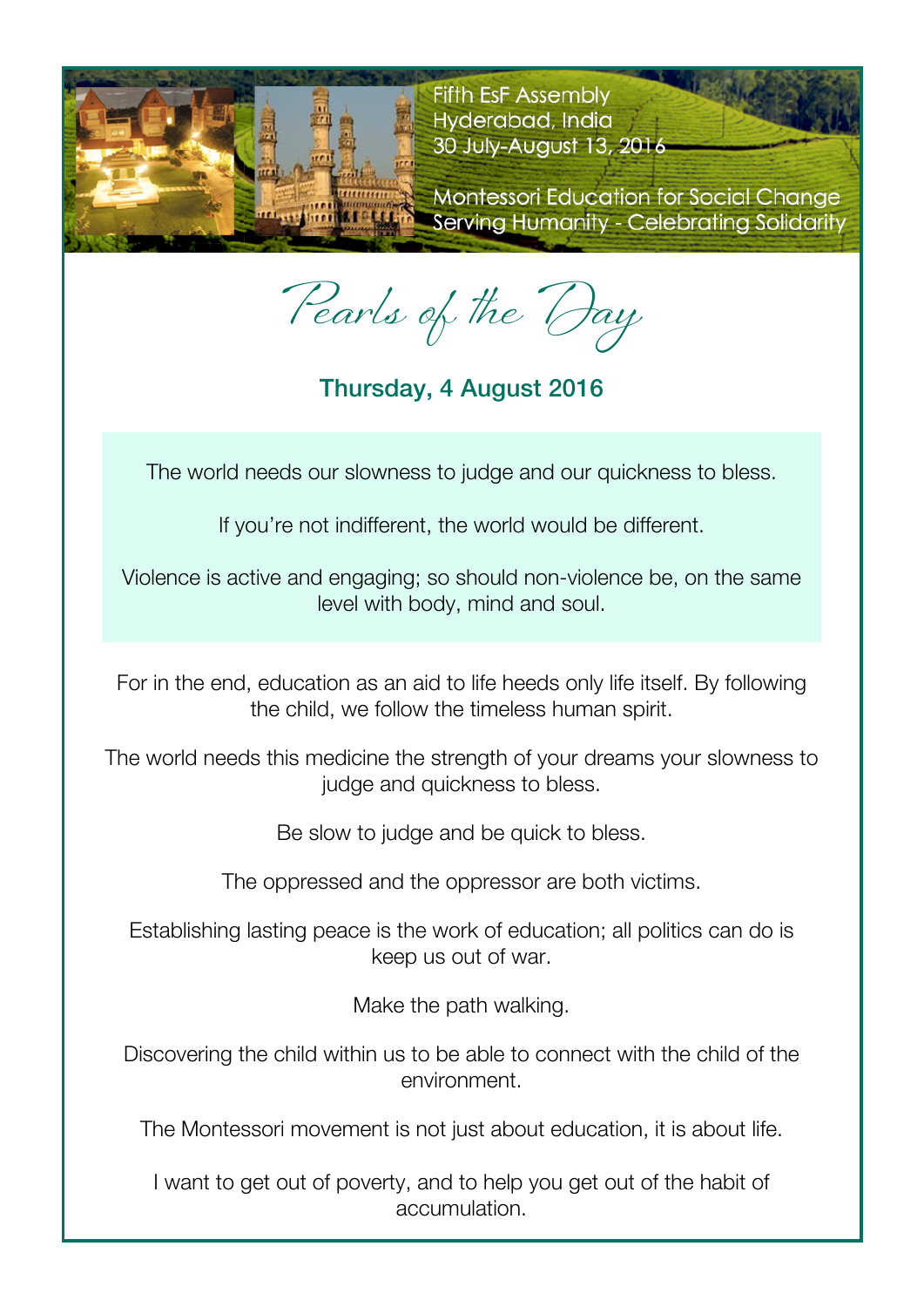Fifth EsF Assembly
Hyderabad, India
30 July-August 13, 2016

Montessori Education for Social Change
Serving Humanity - Celebrating Solidarity

# Pearls of the Day

## Thursday, 4 August 2016

The world needs our slowness to judge and our quickness to bless.

If you're not indifferent, the world would be different.

Violence is active and engaging; so should non-violence be, on the same level with body, mind and soul.

For in the end, education as an aid to life heeds only life itself. By following the child, we follow the timeless human spirit.

The world needs this medicine the strength of your dreams your slowness to judge and quickness to bless.

Be slow to judge and be quick to bless.

The oppressed and the oppressor are both victims.

Establishing lasting peace is the work of education; all politics can do is keep us out of war.

Make the path walking.

Discovering the child within us to be able to connect with the child of the environment.

The Montessori movement is not just about education, it is about life.

I want to get out of poverty, and to help you get out of the habit of accumulation.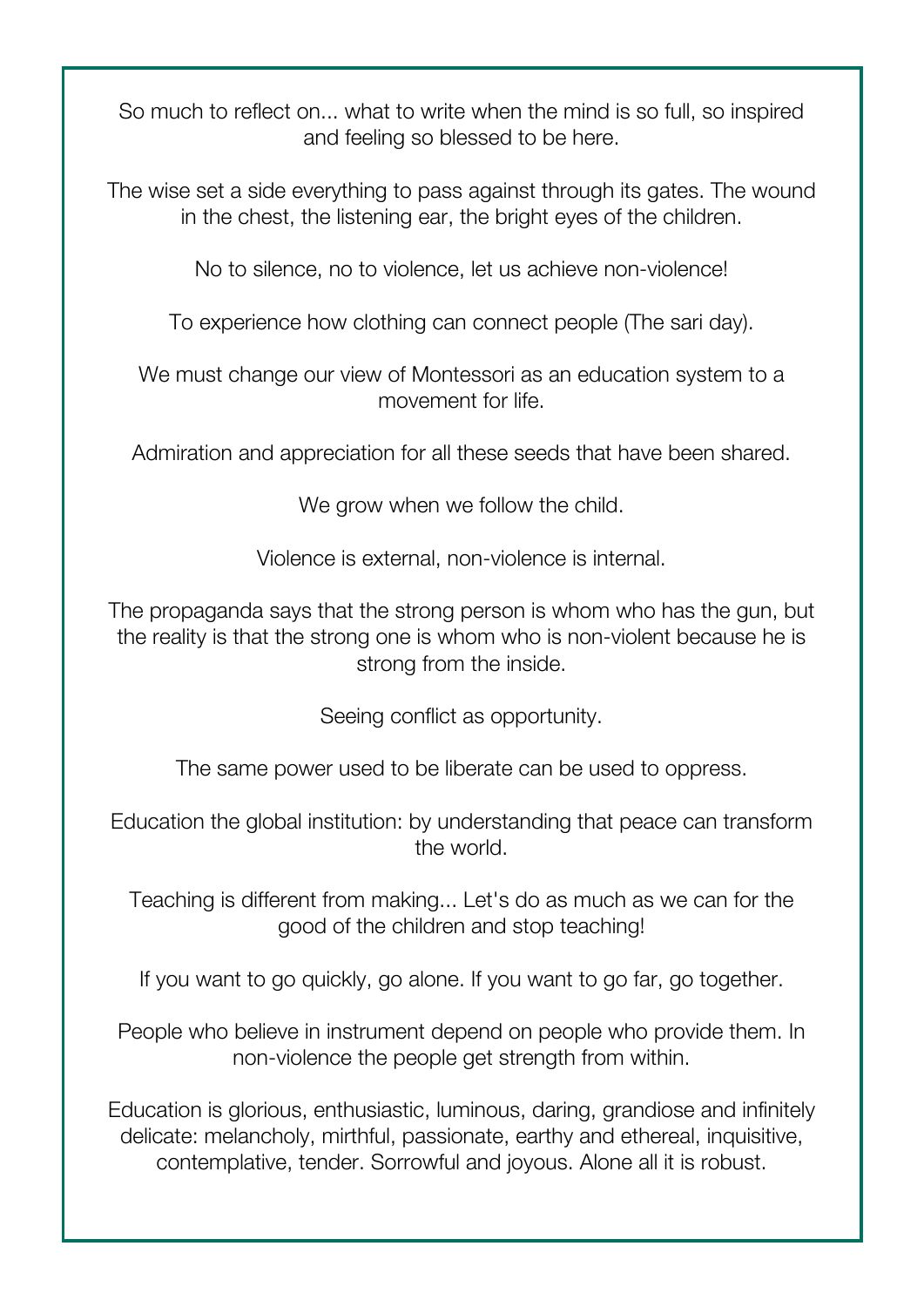So much to reflect on... what to write when the mind is so full, so inspired and feeling so blessed to be here.

The wise set a side everything to pass against through its gates. The wound in the chest, the listening ear, the bright eyes of the children.

No to silence, no to violence, let us achieve non-violence!

To experience how clothing can connect people (The sari day).

We must change our view of Montessori as an education system to a movement for life.

Admiration and appreciation for all these seeds that have been shared.

We grow when we follow the child.

Violence is external, non-violence is internal.

The propaganda says that the strong person is whom who has the gun, but the reality is that the strong one is whom who is non-violent because he is strong from the inside.

Seeing conflict as opportunity.

The same power used to be liberate can be used to oppress.

Education the global institution: by understanding that peace can transform the world.

Teaching is different from making... Let's do as much as we can for the good of the children and stop teaching!

If you want to go quickly, go alone. If you want to go far, go together.

People who believe in instrument depend on people who provide them. In non-violence the people get strength from within.

Education is glorious, enthusiastic, luminous, daring, grandiose and infinitely delicate: melancholy, mirthful, passionate, earthy and ethereal, inquisitive, contemplative, tender. Sorrowful and joyous. Alone all it is robust.